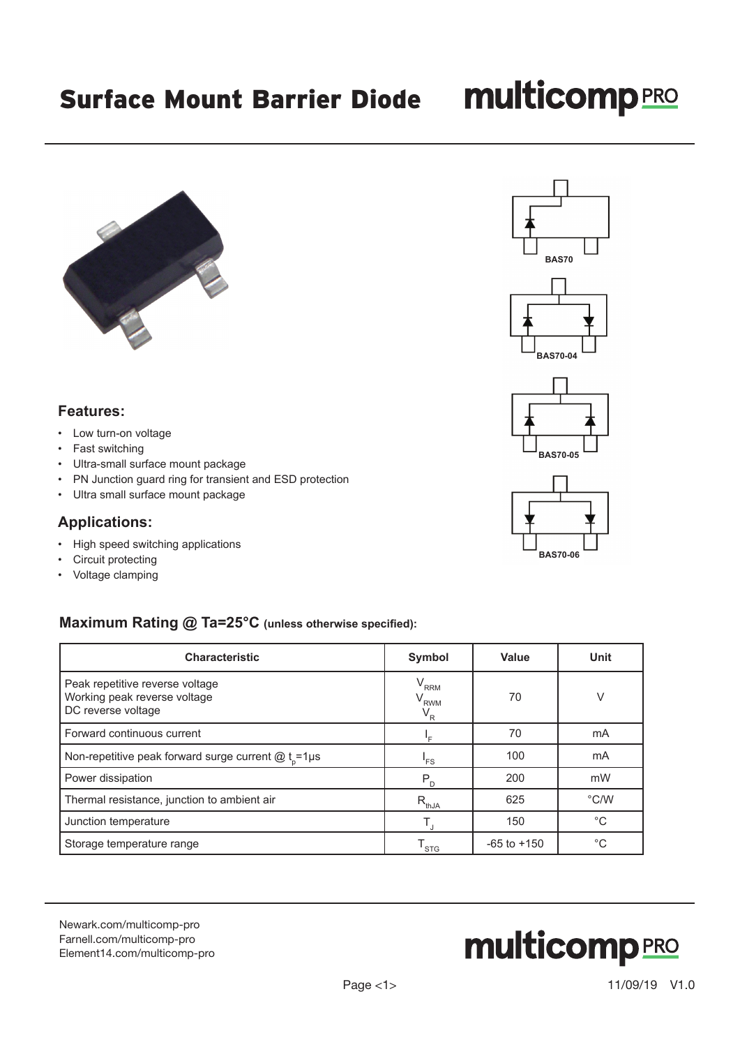# Surface Mount Barrier Diode

BAS70

BAS70-04

BAS70-05

BAS70-06

## Features:

- Low turn-on voltage
- Fast switching
- Ultra-small surface mount package
- PN Junction guard ring for transient and ESD protection
- Ultra small surface mount package

## Applications:

- High speed switching applications
- Circuit protecting
- Voltage clamping

### Maximum Rating @ Ta=25°C (unless otherwise specified):

| Characteristic | Symbol | Value | Unit |
|---|---|---|---|
| Peak repetitive reverse voltage<br>Working peak reverse voltage<br>DC reverse voltage | $V_{RRM}$<br>$V_{RWM}$<br>$V_R$ | 70 | V |
| Forward continuous current | $I_F$ | 70 | mA |
| Non-repetitive peak forward surge current @ $t_p$=1µs | $I_{FS}$ | 100 | mA |
| Power dissipation | $P_D$ | 200 | mW |
| Thermal resistance, junction to ambient air | $R_{thJA}$ | 625 | °C/W |
| Junction temperature | $T_J$ | 150 | °C |
| Storage temperature range | $T_{STG}$ | -65 to +150 | °C |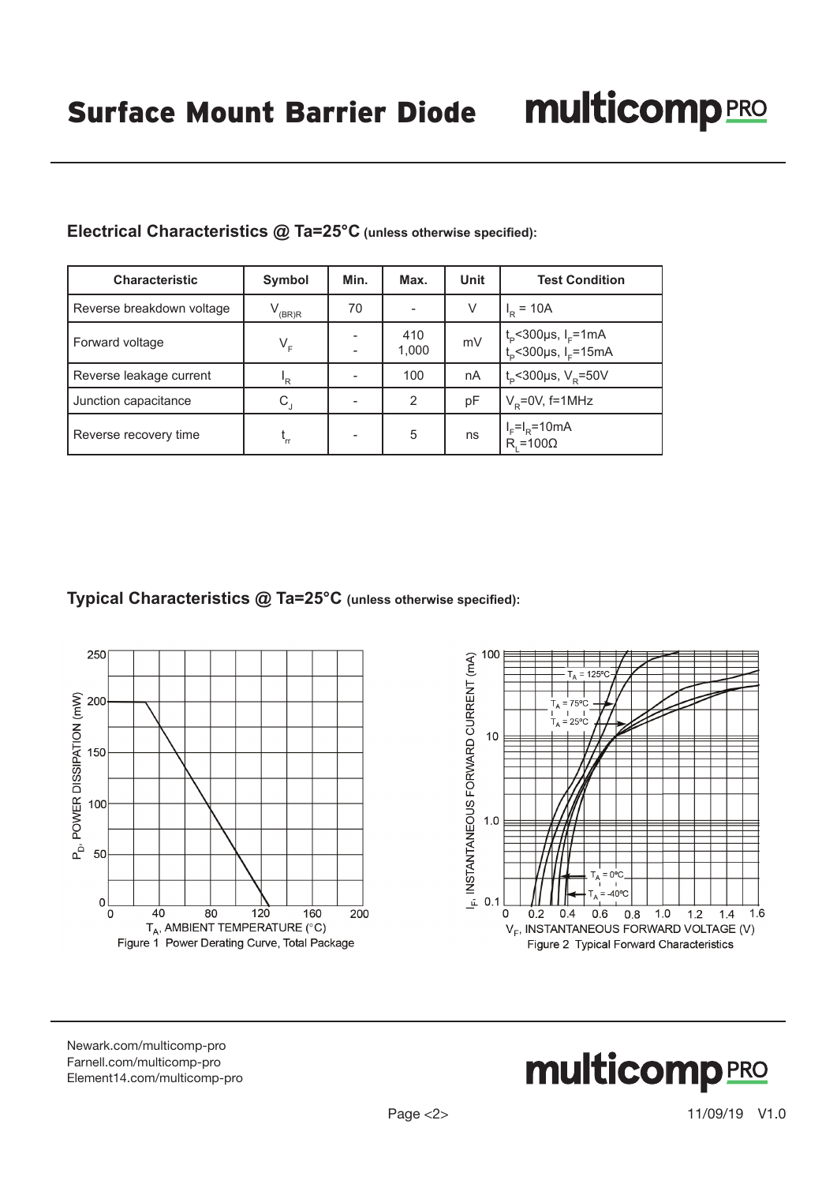## Electrical Characteristics @ Ta=25°C (unless otherwise specified):

| Characteristic | Symbol | Min. | Max. | Unit | Test Condition |
|---|---|---|---|---|---|
| Reverse breakdown voltage | $V_{(BR)R}$ | 70 | - | V | $I_R$ = 10A |
| Forward voltage | $V_F$ | -<br>- | 410<br>1,000 | mV | $t_p$<300μs, $I_F$=1mA<br>$t_p$<300μs, $I_F$=15mA |
| Reverse leakage current | $I_R$ | - | 100 | nA | $t_p$<300μs, $V_R$=50V |
| Junction capacitance | $C_J$ | - | 2 | pF | $V_R$=0V, f=1MHz |
| Reverse recovery time | $t_{rr}$ | - | 5 | ns | $I_F$=$I_R$=10mA<br>$R_L$=100Ω |

## Typical Characteristics @ Ta=25°C (unless otherwise specified):

Figure 1 Power Derating Curve, Total Package

Figure 2 Typical Forward Characteristics

Newark.com/multicomp-pro
Farnell.com/multicomp-pro
Element14.com/multicomp-pro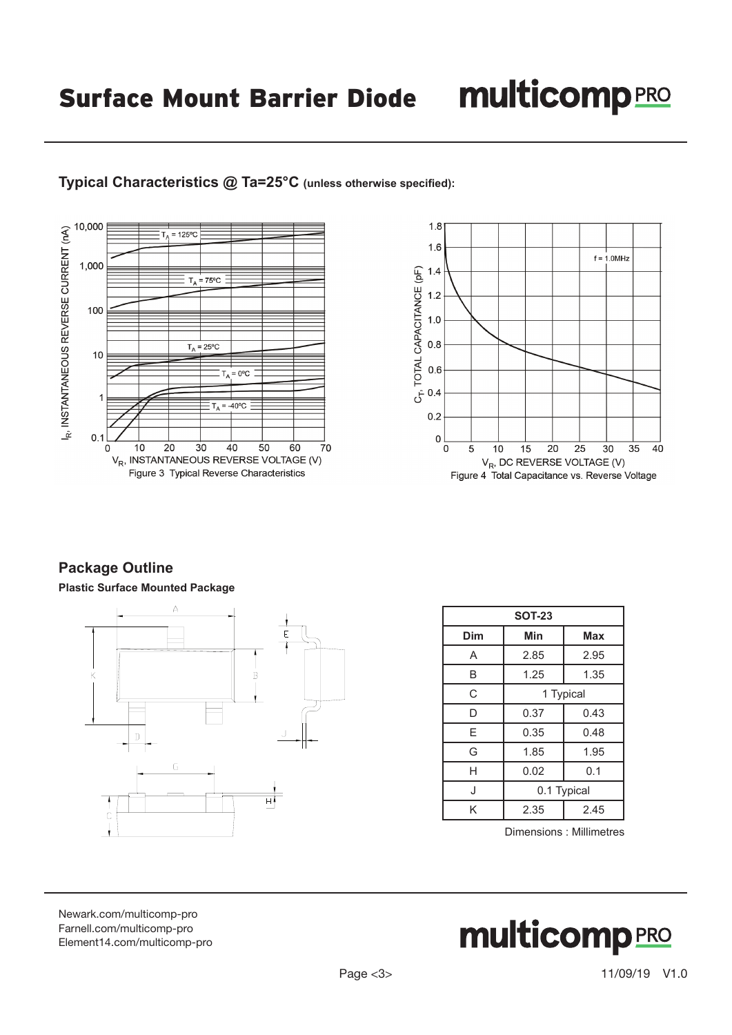## Typical Characteristics @ Ta=25°C (unless otherwise specified):

Figure 3 Typical Reverse Characteristics

Figure 4 Total Capacitance vs. Reverse Voltage

## Package Outline

**Plastic Surface Mounted Package**

| SOT-23 | | |
|---|---|---|
| Dim | Min | Max |
| A | 2.85 | 2.95 |
| B | 1.25 | 1.35 |
| C | 1 Typical | |
| D | 0.37 | 0.43 |
| E | 0.35 | 0.48 |
| G | 1.85 | 1.95 |
| H | 0.02 | 0.1 |
| J | 0.1 Typical | |
| K | 2.35 | 2.45 |

Dimensions : Millimetres

Newark.com/multicomp-pro
Farnell.com/multicomp-pro
Element14.com/multicomp-pro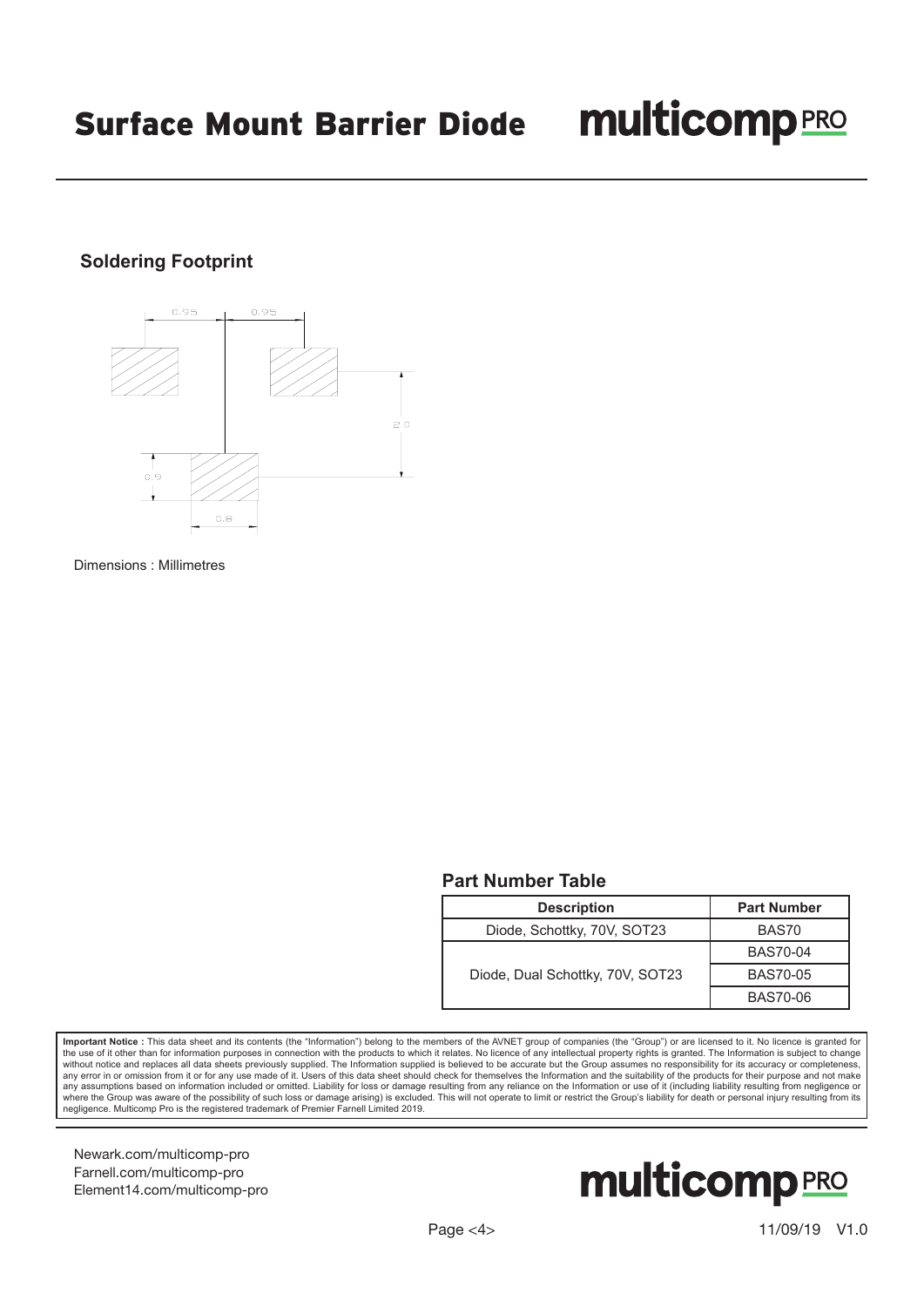## Soldering Footprint

0.95
0.95
2.0
0.9
0.8

Dimensions : Millimetres

## Part Number Table

| Description | Part Number |
|---|---|
| Diode, Schottky, 70V, SOT23 | BAS70 |
| Diode, Dual Schottky, 70V, SOT23 | BAS70-04 |
| | BAS70-05 |
| | BAS70-06 |

**Important Notice :** This data sheet and its contents (the "Information") belong to the members of the AVNET group of companies (the "Group") or are licensed to it. No licence is granted for the use of it other than for information purposes in connection with the products to which it relates. No licence of any intellectual property rights is granted. The Information is subject to change without notice and replaces all data sheets previously supplied. The Information supplied is believed to be accurate but the Group assumes no responsibility for its accuracy or completeness, any error in or omission from it or for any use made of it. Users of this data sheet should check for themselves the Information and the suitability of the products for their purpose and not make any assumptions based on information included or omitted. Liability for loss or damage resulting from any reliance on the Information or use of it (including liability resulting from negligence or where the Group was aware of the possibility of such loss or damage arising) is excluded. This will not operate to limit or restrict the Group's liability for death or personal injury resulting from its negligence. Multicomp Pro is the registered trademark of Premier Farnell Limited 2019.

Newark.com/multicomp-pro
Farnell.com/multicomp-pro
Element14.com/multicomp-pro

11/09/19 V1.0